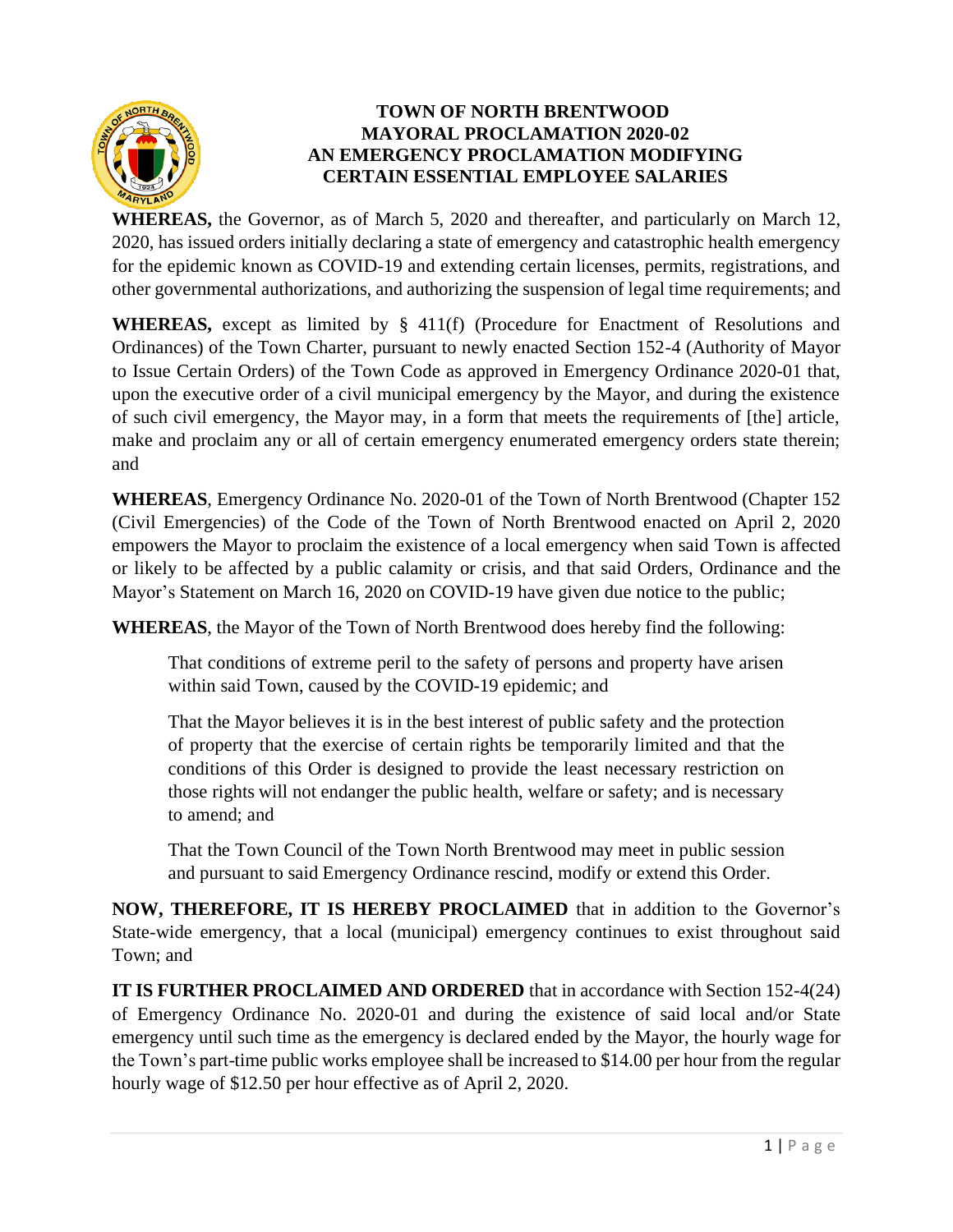# TOWN OF NORTH BRENTWOOD
## MAYORAL PROCLAMATION 2020-02
## AN EMERGENCY PROCLAMATION MODIFYING CERTAIN ESSENTIAL EMPLOYEE SALARIES

**WHEREAS,** the Governor, as of March 5, 2020 and thereafter, and particularly on March 12, 2020, has issued orders initially declaring a state of emergency and catastrophic health emergency for the epidemic known as COVID-19 and extending certain licenses, permits, registrations, and other governmental authorizations, and authorizing the suspension of legal time requirements; and

**WHEREAS,** except as limited by § 411(f) (Procedure for Enactment of Resolutions and Ordinances) of the Town Charter, pursuant to newly enacted Section 152-4 (Authority of Mayor to Issue Certain Orders) of the Town Code as approved in Emergency Ordinance 2020-01 that, upon the executive order of a civil municipal emergency by the Mayor, and during the existence of such civil emergency, the Mayor may, in a form that meets the requirements of [the] article, make and proclaim any or all of certain emergency enumerated emergency orders state therein; and

**WHEREAS**, Emergency Ordinance No. 2020-01 of the Town of North Brentwood (Chapter 152 (Civil Emergencies) of the Code of the Town of North Brentwood enacted on April 2, 2020 empowers the Mayor to proclaim the existence of a local emergency when said Town is affected or likely to be affected by a public calamity or crisis, and that said Orders, Ordinance and the Mayor's Statement on March 16, 2020 on COVID-19 have given due notice to the public;

**WHEREAS**, the Mayor of the Town of North Brentwood does hereby find the following:

> That conditions of extreme peril to the safety of persons and property have arisen within said Town, caused by the COVID-19 epidemic; and
>
> That the Mayor believes it is in the best interest of public safety and the protection of property that the exercise of certain rights be temporarily limited and that the conditions of this Order is designed to provide the least necessary restriction on those rights will not endanger the public health, welfare or safety; and is necessary to amend; and
>
> That the Town Council of the Town North Brentwood may meet in public session and pursuant to said Emergency Ordinance rescind, modify or extend this Order.

**NOW, THEREFORE, IT IS HEREBY PROCLAIMED** that in addition to the Governor's State-wide emergency, that a local (municipal) emergency continues to exist throughout said Town; and

**IT IS FURTHER PROCLAIMED AND ORDERED** that in accordance with Section 152-4(24) of Emergency Ordinance No. 2020-01 and during the existence of said local and/or State emergency until such time as the emergency is declared ended by the Mayor, the hourly wage for the Town's part-time public works employee shall be increased to $14.00 per hour from the regular hourly wage of $12.50 per hour effective as of April 2, 2020.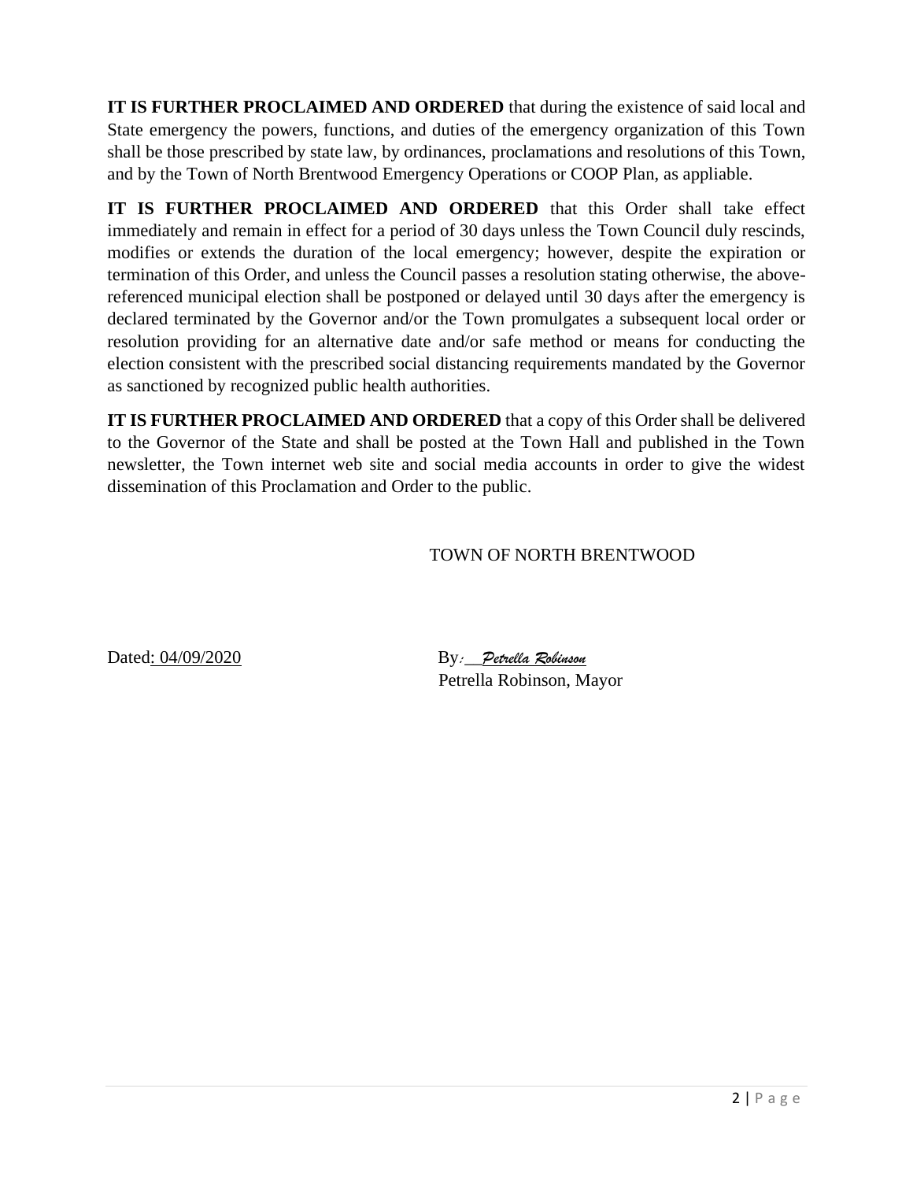**IT IS FURTHER PROCLAIMED AND ORDERED** that during the existence of said local and State emergency the powers, functions, and duties of the emergency organization of this Town shall be those prescribed by state law, by ordinances, proclamations and resolutions of this Town, and by the Town of North Brentwood Emergency Operations or COOP Plan, as appliable.

**IT IS FURTHER PROCLAIMED AND ORDERED** that this Order shall take effect immediately and remain in effect for a period of 30 days unless the Town Council duly rescinds, modifies or extends the duration of the local emergency; however, despite the expiration or termination of this Order, and unless the Council passes a resolution stating otherwise, the above-referenced municipal election shall be postponed or delayed until 30 days after the emergency is declared terminated by the Governor and/or the Town promulgates a subsequent local order or resolution providing for an alternative date and/or safe method or means for conducting the election consistent with the prescribed social distancing requirements mandated by the Governor as sanctioned by recognized public health authorities.

**IT IS FURTHER PROCLAIMED AND ORDERED** that a copy of this Order shall be delivered to the Governor of the State and shall be posted at the Town Hall and published in the Town newsletter, the Town internet web site and social media accounts in order to give the widest dissemination of this Proclamation and Order to the public.

TOWN OF NORTH BRENTWOOD

Dated: 04/09/2020

By: *Petrella Robinson*
Petrella Robinson, Mayor